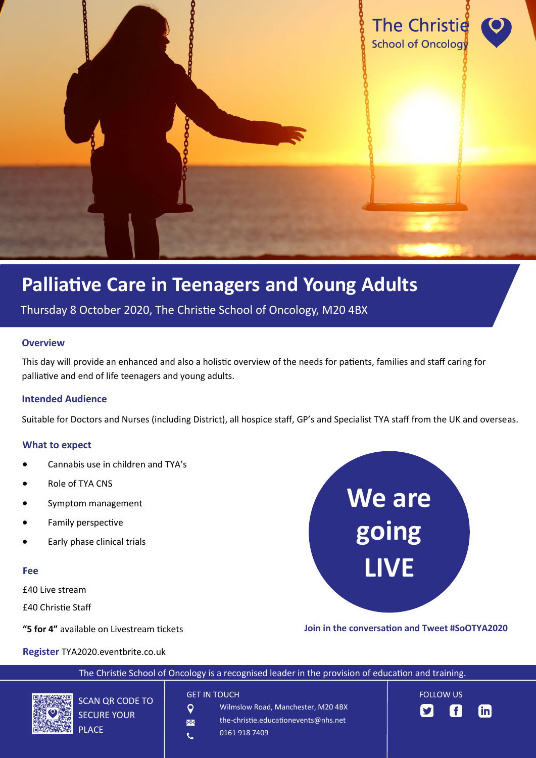The Christie
School of Oncology

# Palliative Care in Teenagers and Young Adults

Thursday 8 October 2020, The Christie School of Oncology, M20 4BX

### Overview

This day will provide an enhanced and also a holistic overview of the needs for patients, families and staff caring for palliative and end of life teenagers and young adults.

### Intended Audience

Suitable for Doctors and Nurses (including District), all hospice staff, GP's and Specialist TYA staff from the UK and overseas.

### What to expect

- Cannabis use in children and TYA's
- Role of TYA CNS
- Symptom management
- Family perspective
- Early phase clinical trials

### Fee

£40 Live stream

£40 Christie Staff

**"5 for 4"** available on Livestream tickets

**Register** TYA2020.eventbrite.co.uk

**We are going LIVE**

**Join in the conversation and Tweet #SoOTYA2020**

The Christie School of Oncology is a recognised leader in the provision of education and training.

SCAN QR CODE TO SECURE YOUR PLACE

GET IN TOUCH

Wilmslow Road, Manchester, M20 4BX

the-christie.educationevents@nhs.net

0161 918 7409

FOLLOW US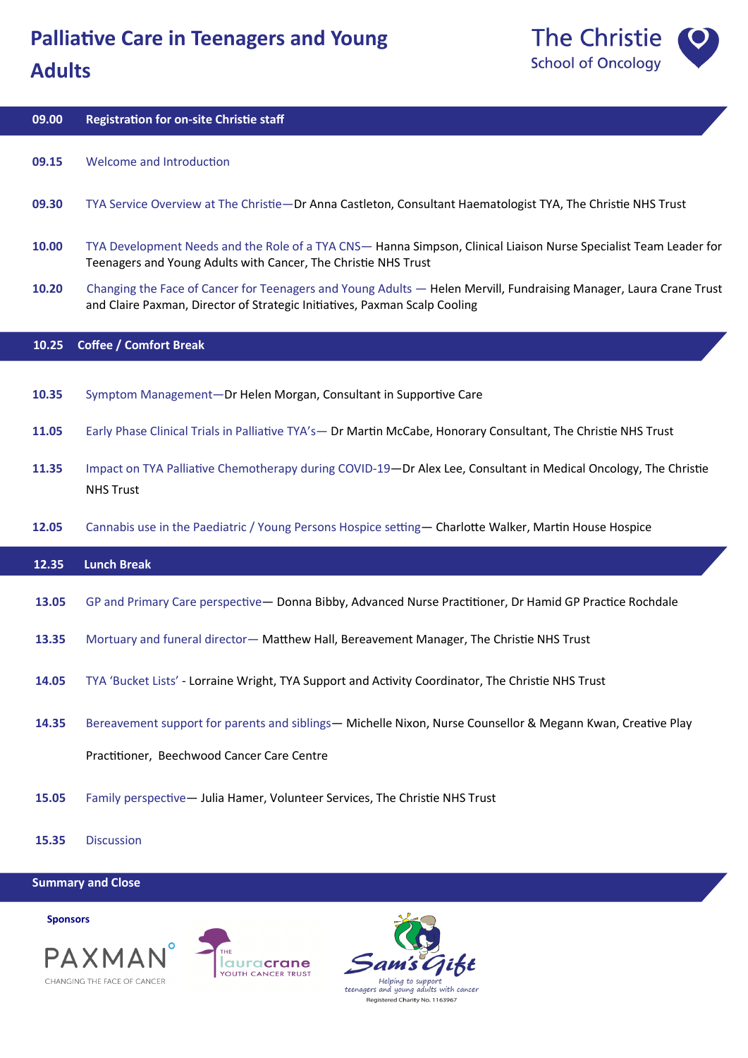# Palliative Care in Teenagers and Young Adults

The Christie
School of Oncology

**09.00 Registration for on-site Christie staff**

**09.15** Welcome and Introduction

**09.30** TYA Service Overview at The Christie—Dr Anna Castleton, Consultant Haematologist TYA, The Christie NHS Trust

**10.00** TYA Development Needs and the Role of a TYA CNS— Hanna Simpson, Clinical Liaison Nurse Specialist Team Leader for Teenagers and Young Adults with Cancer, The Christie NHS Trust

**10.20** Changing the Face of Cancer for Teenagers and Young Adults — Helen Mervill, Fundraising Manager, Laura Crane Trust and Claire Paxman, Director of Strategic Initiatives, Paxman Scalp Cooling

**10.25 Coffee / Comfort Break**

**10.35** Symptom Management—Dr Helen Morgan, Consultant in Supportive Care

**11.05** Early Phase Clinical Trials in Palliative TYA's— Dr Martin McCabe, Honorary Consultant, The Christie NHS Trust

**11.35** Impact on TYA Palliative Chemotherapy during COVID-19—Dr Alex Lee, Consultant in Medical Oncology, The Christie NHS Trust

**12.05** Cannabis use in the Paediatric / Young Persons Hospice setting— Charlotte Walker, Martin House Hospice

**12.35 Lunch Break**

**13.05** GP and Primary Care perspective— Donna Bibby, Advanced Nurse Practitioner, Dr Hamid GP Practice Rochdale

**13.35** Mortuary and funeral director— Matthew Hall, Bereavement Manager, The Christie NHS Trust

**14.05** TYA 'Bucket Lists' - Lorraine Wright, TYA Support and Activity Coordinator, The Christie NHS Trust

**14.35** Bereavement support for parents and siblings— Michelle Nixon, Nurse Counsellor & Megann Kwan, Creative Play Practitioner, Beechwood Cancer Care Centre

**15.05** Family perspective— Julia Hamer, Volunteer Services, The Christie NHS Trust

**15.35** Discussion

**Summary and Close**

**Sponsors**

PAXMAN — CHANGING THE FACE OF CANCER

THE lauracrane YOUTH CANCER TRUST

Sam's Gift — Helping to support teenagers and young adults with cancer — Registered Charity No. 1163967